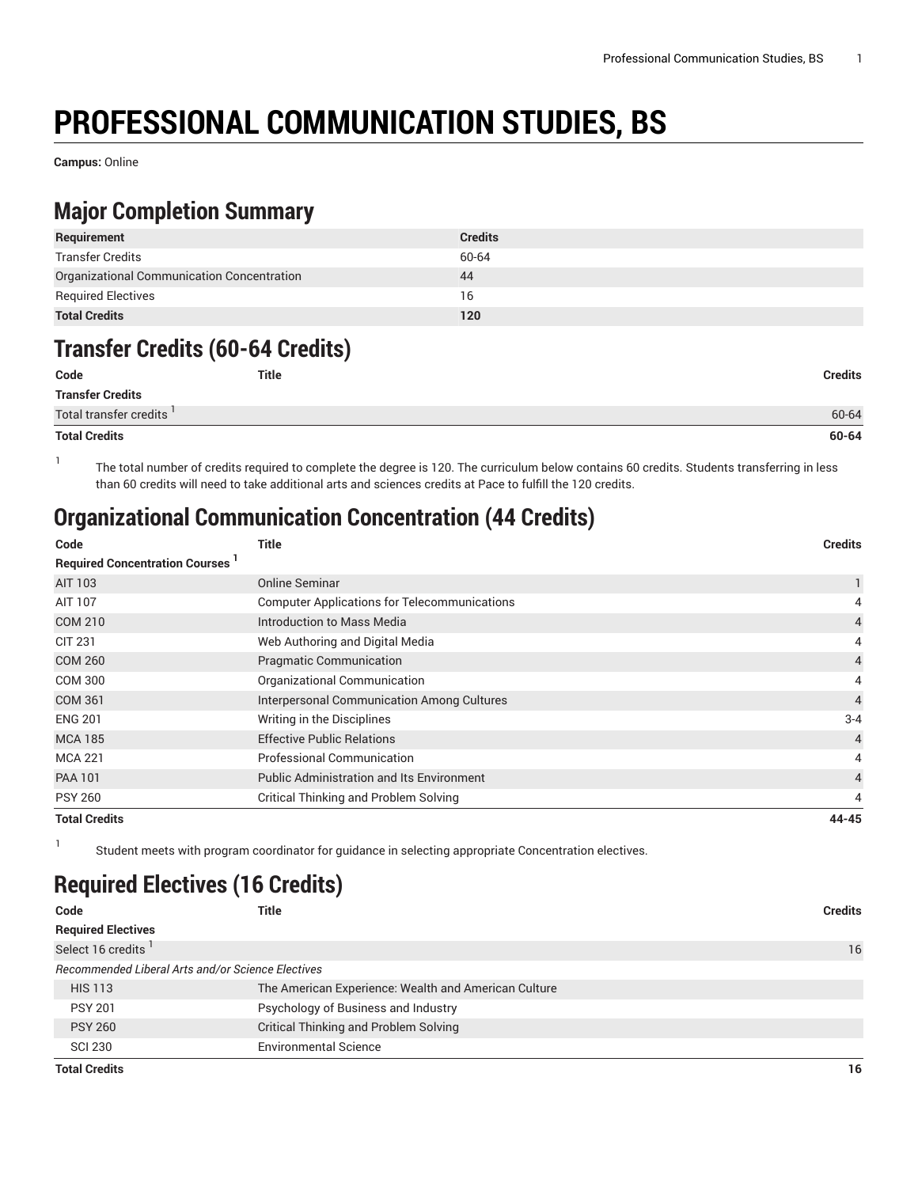# PROFESSIONAL COMMUNICATION STUDIES, BS

**Campus:** Online

## Major Completion Summary

| Requirement | Credits |
|---|---|
| Transfer Credits | 60-64 |
| Organizational Communication Concentration | 44 |
| Required Electives | 16 |
| **Total Credits** | **120** |

## Transfer Credits (60-64 Credits)

| Code | Title | Credits |
|---|---|---|
| **Transfer Credits** | | |
| Total transfer credits [1] | | 60-64 |
| **Total Credits** | | **60-64** |

1. The total number of credits required to complete the degree is 120. The curriculum below contains 60 credits. Students transferring in less than 60 credits will need to take additional arts and sciences credits at Pace to fulfill the 120 credits.

## Organizational Communication Concentration (44 Credits)

| Code | Title | Credits |
|---|---|---|
| **Required Concentration Courses [1]** | | |
| AIT 103 | Online Seminar | 1 |
| AIT 107 | Computer Applications for Telecommunications | 4 |
| COM 210 | Introduction to Mass Media | 4 |
| CIT 231 | Web Authoring and Digital Media | 4 |
| COM 260 | Pragmatic Communication | 4 |
| COM 300 | Organizational Communication | 4 |
| COM 361 | Interpersonal Communication Among Cultures | 4 |
| ENG 201 | Writing in the Disciplines | 3-4 |
| MCA 185 | Effective Public Relations | 4 |
| MCA 221 | Professional Communication | 4 |
| PAA 101 | Public Administration and Its Environment | 4 |
| PSY 260 | Critical Thinking and Problem Solving | 4 |
| **Total Credits** | | **44-45** |

1. Student meets with program coordinator for guidance in selecting appropriate Concentration electives.

## Required Electives (16 Credits)

| Code | Title | Credits |
|---|---|---|
| **Required Electives** | | |
| Select 16 credits [1] | | 16 |
| *Recommended Liberal Arts and/or Science Electives* | | |
| HIS 113 | The American Experience: Wealth and American Culture | |
| PSY 201 | Psychology of Business and Industry | |
| PSY 260 | Critical Thinking and Problem Solving | |
| SCI 230 | Environmental Science | |
| **Total Credits** | | **16** |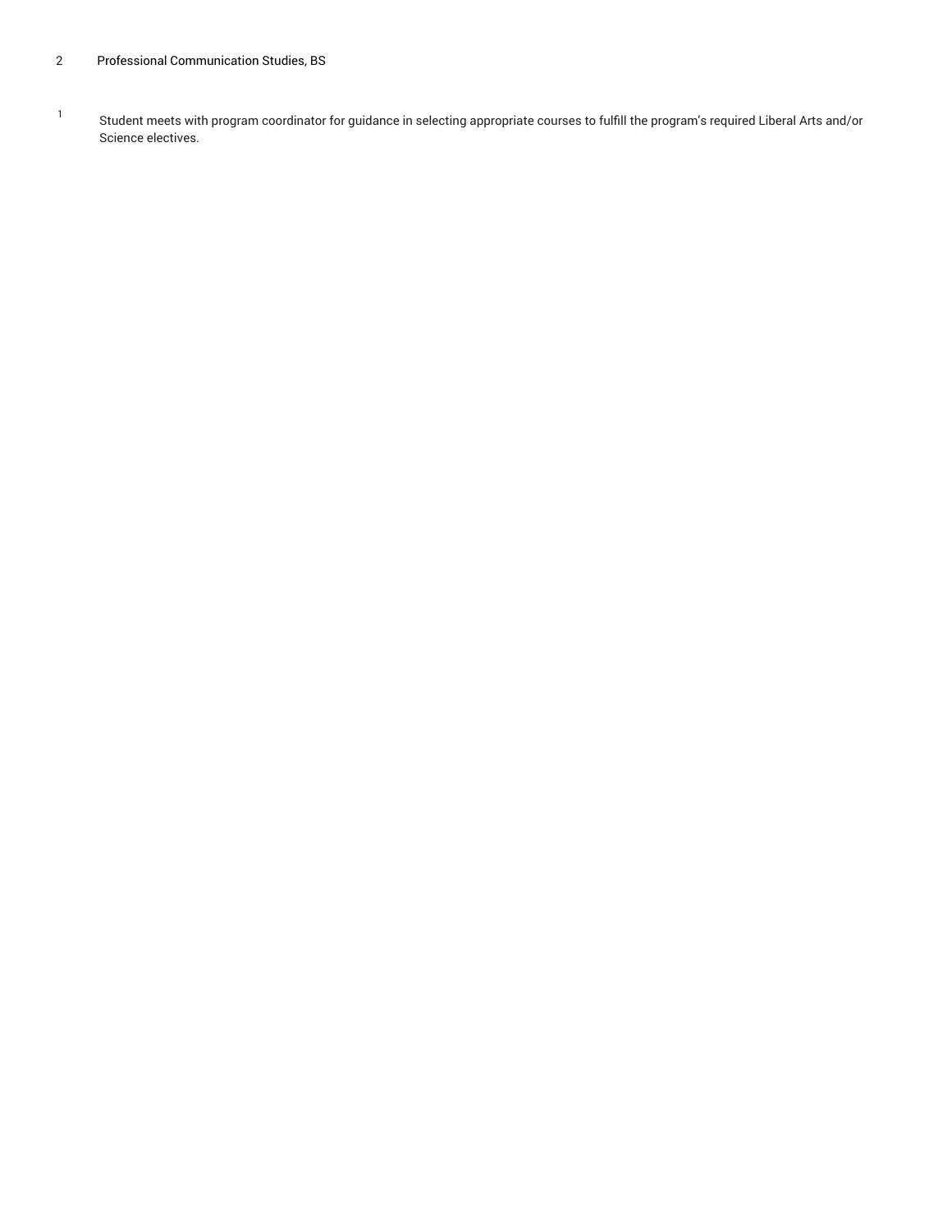[1] Student meets with program coordinator for guidance in selecting appropriate courses to fulfill the program's required Liberal Arts and/or Science electives.